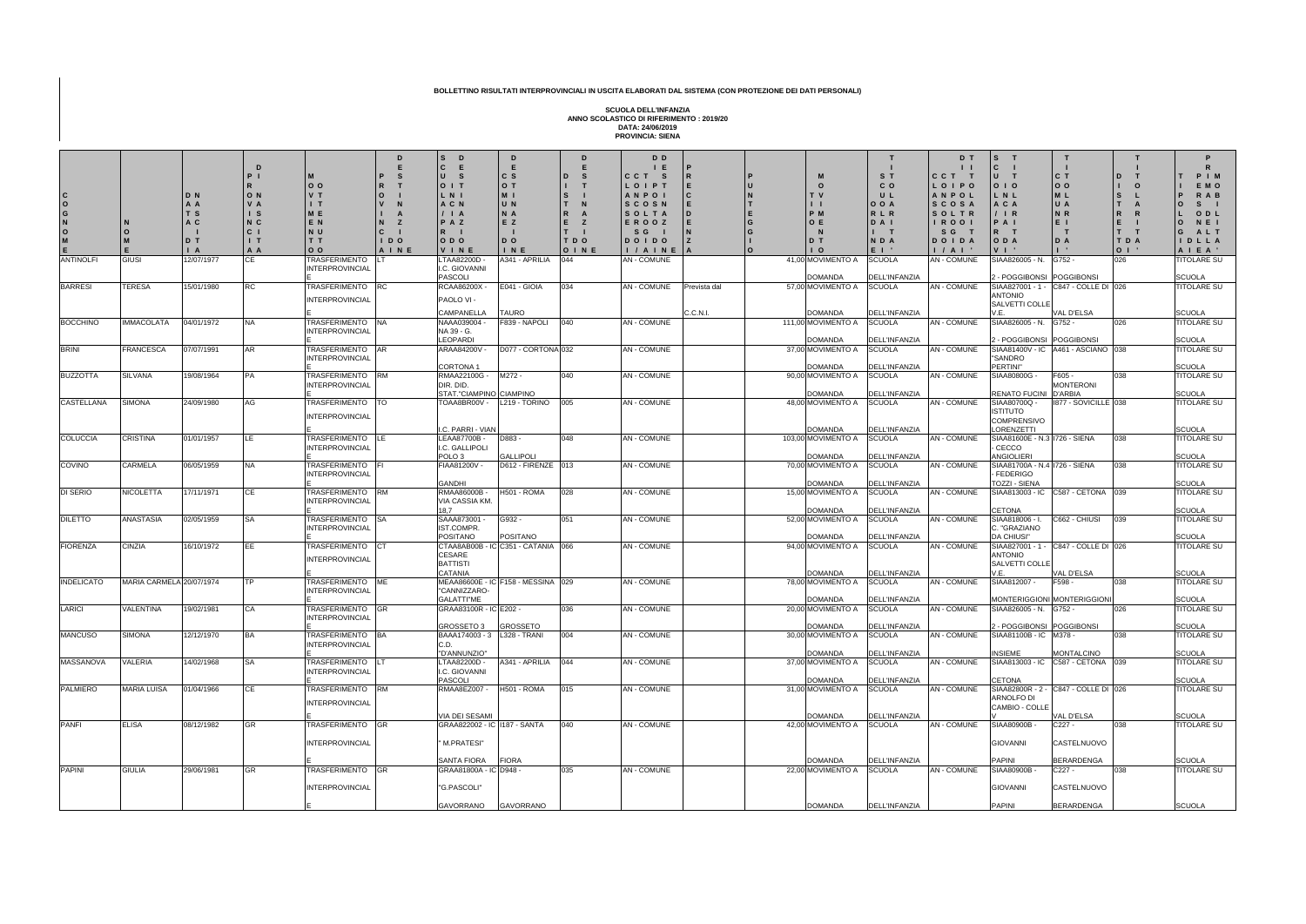**BOLLETTINO RISULTATI INTERPROVINCIALI IN USCITA ELABORATI DAL SISTEMA (CON PROTEZIONE DEI DATI PERSONALI)**

**SCUOLA DELL'INFANZIA**
**ANNO SCOLASTICO DI RIFERIMENTO : 2019/20**
**DATA: 24/06/2019**
**PROVINCIA: SIENA**

| COGNOME | NOME | DATA NASCITA | PROVINCIA DI TITOLARITA' | MOVIMENTO | PROVINCIA DI DESTINAZIONE | SCUOLA DI TITOLARITA' | DESCRIZIONE COMUNE DI TITOLARITA' | DISTRETTO DI TITOLARITA' | DESCRIZIONE TIPO POSTO/CLASSE DI CONCORSO DI TITOLARITA' | PRECEDENZA | PUNTEGGIO | TIPO DOMANDA | TIPO SCUOLA DI DESTINAZIONE | DESCRIZIONE TIPO DI DESTINAZIONE | SCUOLA DI DESTINAZIONE | DESCRIZIONE COMUNE DI DESTINAZIONE | DISTRETTO DI DESTINAZIONE | TIPO POSTO DI DESTINAZIONE |
|---|---|---|---|---|---|---|---|---|---|---|---|---|---|---|---|---|---|---|
| ANTINOLFI | GIUSI | 12/07/1977 | CE | TRASFERIMENTO INTERPROVINCIALE | LT | LTAA82200D - I.C. GIOVANNI PASCOLI | A341 - APRILIA | 044 | AN - COMUNE | | 41,00 | MOVIMENTO A DOMANDA | SCUOLA DELL'INFANZIA | AN - COMUNE | SIAA826005 - N. 2 - POGGIBONSI | G752 - POGGIBONSI | 026 | TITOLARE SU SCUOLA |
| BARRESI | TERESA | 15/01/1980 | RC | TRASFERIMENTO INTERPROVINCIALE | RC | RCAA86200X - PAOLO VI - CAMPANELLA | E041 - GIOIA TAURO | 034 | AN - COMUNE | Prevista dal C.C.N.I. | 57,00 | MOVIMENTO A DOMANDA | SCUOLA DELL'INFANZIA | AN - COMUNE | SIAA827001 - 1 - ANTONIO SALVETTI COLLE V.E. | C847 - COLLE DI VAL D'ELSA | 026 | TITOLARE SU SCUOLA |
| BOCCHINO | IMMACOLATA | 04/01/1972 | NA | TRASFERIMENTO INTERPROVINCIALE | NA | NAAA039004 - NA 39 - G. LEOPARDI | F839 - NAPOLI | 040 | AN - COMUNE | | 111,00 | MOVIMENTO A DOMANDA | SCUOLA DELL'INFANZIA | AN - COMUNE | SIAA826005 - N. 2 - POGGIBONSI | G752 - POGGIBONSI | 026 | TITOLARE SU SCUOLA |
| BRINI | FRANCESCA | 07/07/1991 | AR | TRASFERIMENTO INTERPROVINCIALE | AR | ARAA84200V - CORTONA 1 | D077 - CORTONA | 032 | AN - COMUNE | | 37,00 | MOVIMENTO A DOMANDA | SCUOLA DELL'INFANZIA | AN - COMUNE | SIAA81400V - IC "SANDRO PERTINI" | A461 - ASCIANO | 038 | TITOLARE SU SCUOLA |
| BUZZOTTA | SILVANA | 19/08/1964 | PA | TRASFERIMENTO INTERPROVINCIALE | RM | RMAA22100G - DIR. DID. STAT."CIAMPINO | M272 - CIAMPINO | 040 | AN - COMUNE | | 90,00 | MOVIMENTO A DOMANDA | SCUOLA DELL'INFANZIA | AN - COMUNE | SIAA80800G - RENATO FUCINI | F605 - MONTERONI D'ARBIA | 038 | TITOLARE SU SCUOLA |
| CASTELLANA | SIMONA | 24/09/1980 | AG | TRASFERIMENTO INTERPROVINCIALE | TO | TOAA8BR00V - I.C. PARRI - VIAN | L219 - TORINO | 005 | AN - COMUNE | | 48,00 | MOVIMENTO A DOMANDA | SCUOLA DELL'INFANZIA | AN - COMUNE | SIAA80700Q - ISTITUTO COMPRENSIVO LORENZETTI | I877 - SOVICILLE | 038 | TITOLARE SU SCUOLA |
| COLUCCIA | CRISTINA | 01/01/1957 | LE | TRASFERIMENTO INTERPROVINCIALE | LE | LEAA87700B - I.C. GALLIPOLI POLO 3 | D883 - GALLIPOLI | 048 | AN - COMUNE | | 103,00 | MOVIMENTO A DOMANDA | SCUOLA DELL'INFANZIA | AN - COMUNE | SIAA81600E - N.3 - CECCO ANGIOLIERI | I726 - SIENA | 038 | TITOLARE SU SCUOLA |
| COVINO | CARMELA | 06/05/1959 | NA | TRASFERIMENTO INTERPROVINCIALE | FI | FIAA81200V - GANDHI | D612 - FIRENZE | 013 | AN - COMUNE | | 70,00 | MOVIMENTO A DOMANDA | SCUOLA DELL'INFANZIA | AN - COMUNE | SIAA81700A - N.4 - FEDERIGO TOZZI - SIENA | I726 - SIENA | 038 | TITOLARE SU SCUOLA |
| DI SERIO | NICOLETTA | 17/11/1971 | CE | TRASFERIMENTO INTERPROVINCIALE | RM | RMAA86000B - VIA CASSIA KM. 18,7 | H501 - ROMA | 028 | AN - COMUNE | | 15,00 | MOVIMENTO A DOMANDA | SCUOLA DELL'INFANZIA | AN - COMUNE | SIAA813003 - IC CETONA | C587 - CETONA | 039 | TITOLARE SU SCUOLA |
| DILETTO | ANASTASIA | 02/05/1959 | SA | TRASFERIMENTO INTERPROVINCIALE | SA | SAAA873001 - IST.COMPR. POSITANO | G932 - POSITANO | 051 | AN - COMUNE | | 52,00 | MOVIMENTO A DOMANDA | SCUOLA DELL'INFANZIA | AN - COMUNE | SIAA818006 - I. C. "GRAZIANO DA CHIUSI" | C662 - CHIUSI | 039 | TITOLARE SU SCUOLA |
| FIORENZA | CINZIA | 16/10/1972 | EE | TRASFERIMENTO INTERPROVINCIALE | CT | CTAA8AB00B - IC CESARE BATTISTI CATANIA | C351 - CATANIA | 066 | AN - COMUNE | | 94,00 | MOVIMENTO A DOMANDA | SCUOLA DELL'INFANZIA | AN - COMUNE | SIAA827001 - 1 - ANTONIO SALVETTI COLLE V.E. | C847 - COLLE DI VAL D'ELSA | 026 | TITOLARE SU SCUOLA |
| INDELICATO | MARIA CARMELA | 20/07/1974 | TP | TRASFERIMENTO INTERPROVINCIALE | ME | MEAA86600E - IC "CANNIZZARO-GALATTI"ME | F158 - MESSINA | 029 | AN - COMUNE | | 78,00 | MOVIMENTO A DOMANDA | SCUOLA DELL'INFANZIA | AN - COMUNE | SIAA812007 - MONTERIGGIONI | F598 - MONTERIGGIONI | 038 | TITOLARE SU SCUOLA |
| LARICI | VALENTINA | 19/02/1981 | CA | TRASFERIMENTO INTERPROVINCIALE | GR | GRAA83100R - IC GROSSETO 3 | E202 - GROSSETO | 036 | AN - COMUNE | | 20,00 | MOVIMENTO A DOMANDA | SCUOLA DELL'INFANZIA | AN - COMUNE | SIAA826005 - N. 2 - POGGIBONSI | G752 - POGGIBONSI | 026 | TITOLARE SU SCUOLA |
| MANCUSO | SIMONA | 12/12/1970 | BA | TRASFERIMENTO INTERPROVINCIALE | BA | BAAA174003 - 3 C.D. "D'ANNUNZIO" | L328 - TRANI | 004 | AN - COMUNE | | 30,00 | MOVIMENTO A DOMANDA | SCUOLA DELL'INFANZIA | AN - COMUNE | SIAA81100B - IC INSIEME | M378 - MONTALCINO | 038 | TITOLARE SU SCUOLA |
| MASSANOVA | VALERIA | 14/02/1968 | SA | TRASFERIMENTO INTERPROVINCIALE | LT | LTAA82200D - I.C. GIOVANNI PASCOLI | A341 - APRILIA | 044 | AN - COMUNE | | 37,00 | MOVIMENTO A DOMANDA | SCUOLA DELL'INFANZIA | AN - COMUNE | SIAA813003 - IC CETONA | C587 - CETONA | 039 | TITOLARE SU SCUOLA |
| PALMIERO | MARIA LUISA | 01/04/1966 | CE | TRASFERIMENTO INTERPROVINCIALE | RM | RMAA8EZ007 - VIA DEI SESAMI | H501 - ROMA | 015 | AN - COMUNE | | 31,00 | MOVIMENTO A DOMANDA | SCUOLA DELL'INFANZIA | AN - COMUNE | SIAA82800R - 2 - ARNOLFO DI CAMBIO - COLLE V | C847 - COLLE DI VAL D'ELSA | 026 | TITOLARE SU SCUOLA |
| PANFI | ELISA | 08/12/1982 | GR | TRASFERIMENTO INTERPROVINCIALE | GR | GRAA822002 - IC " M.PRATESI" SANTA FIORA | I187 - SANTA FIORA | 040 | AN - COMUNE | | 42,00 | MOVIMENTO A DOMANDA | SCUOLA DELL'INFANZIA | AN - COMUNE | SIAA80900B - GIOVANNI PAPINI | C227 - CASTELNUOVO BERARDENGA | 038 | TITOLARE SU SCUOLA |
| PAPINI | GIULIA | 29/06/1981 | GR | TRASFERIMENTO INTERPROVINCIALE | GR | GRAA81800A - IC "G.PASCOLI" GAVORRANO | D948 - GAVORRANO | 035 | AN - COMUNE | | 22,00 | MOVIMENTO A DOMANDA | SCUOLA DELL'INFANZIA | AN - COMUNE | SIAA80900B - GIOVANNI PAPINI | C227 - CASTELNUOVO BERARDENGA | 038 | TITOLARE SU SCUOLA |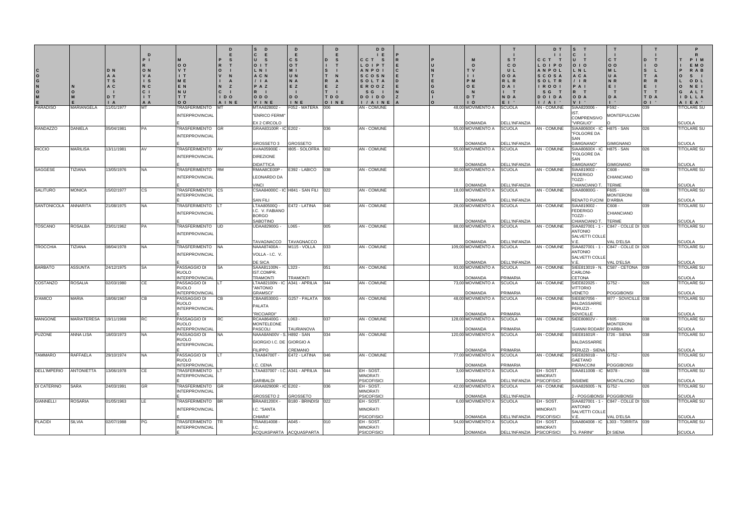| COGNOME | NOME | DATA NASCITA | PROVINCIA NASCITA | MOVIMENTO OTTENUTO | PROVINCIA DESTINAZIONE | SCUOLA/PROV DESTINAZIONE | COMUNE DESTINAZIONE | DISTRETTO DESTINAZIONE | CLASSE DI CONCORSO/TIPO POSTO DESTINAZIONE | PRECEDENZA | PUNTEGGIO | MOTIVO MOVIMENTO | TIPO SCUOLA DI TITOLARITA | CLASSE DI CONCORSO/TIPO POSTO DI TITOLARITA | SCUOLA/PROV DI TITOLARITA | COMUNE DI TITOLARITA | DISTRETTO DI TITOLARITA | TIPO MOBILITA |
|---|---|---|---|---|---|---|---|---|---|---|---|---|---|---|---|---|---|---|
| PARADISO | MARIANGELA | 11/01/1977 | MT | TRASFERIMENTO INTERPROVINCIALE | MT | MTAA828002 - "ENRICO FERMI" EX 2 CIRCOLO | F052 - MATERA | 006 | AN - COMUNE | | 48,00 | MOVIMENTO A DOMANDA | SCUOLA DELL'INFANZIA | AN - COMUNE | SIAA820006 - IST. COMPRENSIVO "VIRGILIO" | F592 - MONTEPULCIANO | 039 | TITOLARE SU SCUOLA |
| RANDAZZO | DANIELA | 05/04/1981 | PA | TRASFERIMENTO INTERPROVINCIALE | GR | GRAA83100R - IC GROSSETO 3 | E202 - GROSSETO | 036 | AN - COMUNE | | 55,00 | MOVIMENTO A DOMANDA | SCUOLA DELL'INFANZIA | AN - COMUNE | SIAA80600X - IC "FOLGORE DA SAN GIMIGNANO" | H875 - SAN GIMIGNANO | 026 | TITOLARE SU SCUOLA |
| RICCIO | MARILISA | 13/11/1981 | AV | TRASFERIMENTO INTERPROVINCIALE | AV | AVAA05900E - DIREZIONE DIDATTICA | I805 - SOLOFRA | 002 | AN - COMUNE | | 55,00 | MOVIMENTO A DOMANDA | SCUOLA DELL'INFANZIA | AN - COMUNE | SIAA80600X - IC "FOLGORE DA SAN GIMIGNANO" | H875 - SAN GIMIGNANO | 026 | TITOLARE SU SCUOLA |
| SAGGESE | TIZIANA | 13/05/1976 | NA | TRASFERIMENTO INTERPROVINCIALE | RM | RMAA8CE00P - LEONARDO DA VINCI | E392 - LABICO | 038 | AN - COMUNE | | 30,00 | MOVIMENTO A DOMANDA | SCUOLA DELL'INFANZIA | AN - COMUNE | SIAA819002 - FEDERIGO TOZZI - CHIANCIANO T. | C608 - CHIANCIANO TERME | 039 | TITOLARE SU SCUOLA |
| SALITURO | MONICA | 15/02/1977 | CS | TRASFERIMENTO INTERPROVINCIALE | CS | CSAA84000C - IC SAN FILI | H841 - SAN FILI | 022 | AN - COMUNE | | 18,00 | MOVIMENTO A DOMANDA | SCUOLA DELL'INFANZIA | AN - COMUNE | SIAA80800G - RENATO FUCINI | F605 - MONTERONI D'ARBIA | 038 | TITOLARE SU SCUOLA |
| SANTONICOLA | ANNARITA | 21/08/1975 | NA | TRASFERIMENTO INTERPROVINCIALE | LT | LTAA80500Q - I.C. V. FABIANO BORGO SABOTINO | E472 - LATINA | 046 | AN - COMUNE | | 28,00 | MOVIMENTO A DOMANDA | SCUOLA DELL'INFANZIA | AN - COMUNE | SIAA819002 - FEDERIGO TOZZI - CHIANCIANO T. | C608 - CHIANCIANO TERME | 039 | TITOLARE SU SCUOLA |
| TOSCANO | ROSALBA | 23/01/1962 | PA | TRASFERIMENTO INTERPROVINCIALE | UD | UDAA82900G - TAVAGNACCO | L065 - TAVAGNACCO | 005 | AN - COMUNE | | 88,00 | MOVIMENTO A DOMANDA | SCUOLA DELL'INFANZIA | AN - COMUNE | SIAA827001 - 1 - ANTONIO SALVETTI COLLE V.E. | C847 - COLLE DI VAL D'ELSA | 026 | TITOLARE SU SCUOLA |
| TROCCHIA | TIZIANA | 08/04/1978 | NA | TRASFERIMENTO INTERPROVINCIALE | NA | NAAA87400A - VOLLA - I.C. V. DE SICA | M115 - VOLLA | 033 | AN - COMUNE | | 109,00 | MOVIMENTO A DOMANDA | SCUOLA DELL'INFANZIA | AN - COMUNE | SIAA827001 - 1 - ANTONIO SALVETTI COLLE V.E. | C847 - COLLE DI VAL D'ELSA | 026 | TITOLARE SU SCUOLA |
| BARBATO | ASSUNTA | 24/12/1975 | SA | PASSAGGIO DI RUOLO INTERPROVINCIALE | SA | SAAA81100N - IST.COMPR. TRAMONTI | L323 - TRAMONTI | 051 | AN - COMUNE | | 93,00 | MOVIMENTO A DOMANDA | SCUOLA PRIMARIA | AN - COMUNE | SIEE813019 - N. CARLONI-CETONA | C587 - CETONA | 039 | TITOLARE SU SCUOLA |
| COSTANZO | ROSALIA | 02/03/1980 | CE | PASSAGGIO DI RUOLO INTERPROVINCIALE | LT | LTAA82100N - IC "ANTONIO GRAMSCI" | A341 - APRILIA | 044 | AN - COMUNE | | 73,00 | MOVIMENTO A DOMANDA | SCUOLA PRIMARIA | AN - COMUNE | SIEE822025 - VITTORIO VENETO | G752 - POGGIBONSI | 026 | TITOLARE SU SCUOLA |
| D'AMICO | MARIA | 18/06/1967 | CB | PASSAGGIO DI RUOLO INTERPROVINCIALE | CB | CBAA85300G - PALATA "RICCIARDI" | G257 - PALATA | 006 | AN - COMUNE | | 48,00 | MOVIMENTO A DOMANDA | SCUOLA PRIMARIA | AN - COMUNE | SIEE807056 - BALDASSARRE PERUZZI - SOVICILLE | I877 - SOVICILLE | 038 | TITOLARE SU SCUOLA |
| MANGONE | MARIATERESA | 19/11/1968 | RC | PASSAGGIO DI RUOLO INTERPROVINCIALE | RC | RCAA86400G - MONTELEONE PASCOLI | L063 - TAURIANOVA | 037 | AN - COMUNE | | 128,00 | MOVIMENTO A DOMANDA | SCUOLA PRIMARIA | AN - COMUNE | SIEE80802V - 'GIANNI RODARI' | F605 - MONTERONI D'ARBIA | 038 | TITOLARE SU SCUOLA |
| PUZONE | ANNA LISA | 18/03/1973 | NA | PASSAGGIO DI RUOLO INTERPROVINCIALE | NA | NAAA8AN00V - S. GIORGIO I.C. DE FILIPPO | H892 - SAN GIORGIO A CREMANO | 034 | AN - COMUNE | | 120,00 | MOVIMENTO A DOMANDA | SCUOLA PRIMARIA | AN - COMUNE | SIEE81601R - BALDASSARRE PERUZZI - SIENA | I726 - SIENA | 038 | TITOLARE SU SCUOLA |
| TAMMARO | RAFFAELA | 29/10/1974 | NA | PASSAGGIO DI RUOLO INTERPROVINCIALE | LT | LTAA84700T - I.C. CENA | E472 - LATINA | 046 | AN - COMUNE | | 77,00 | MOVIMENTO A DOMANDA | SCUOLA PRIMARIA | AN - COMUNE | SIEE82601B - GAETANO PIERACCINI | G752 - POGGIBONSI | 026 | TITOLARE SU SCUOLA |
| DELL'IMPERIO | ANTONIETTA | 13/06/1978 | CE | TRASFERIMENTO INTERPROVINCIALE | LT | LTAA837007 - I.C. GARIBALDI | A341 - APRILIA | 044 | EH - SOST. MINORATI PSICOFISICI | | 3,00 | MOVIMENTO A DOMANDA | SCUOLA DELL'INFANZIA | EH - SOST. MINORATI PSICOFISICI | SIAA81100B - IC INSIEME | M378 - MONTALCINO | 038 | TITOLARE SU SCUOLA |
| DI CATERINO | SARA | 24/03/1991 | GR | TRASFERIMENTO INTERPROVINCIALE | GR | GRAA82900R - IC GROSSETO 2 | E202 - GROSSETO | 036 | EH - SOST. MINORATI PSICOFISICI | | 42,00 | MOVIMENTO A DOMANDA | SCUOLA DELL'INFANZIA | AN - COMUNE | SIAA826005 - N. 2 - POGGIBONSI | G752 - POGGIBONSI | 026 | TITOLARE SU SCUOLA |
| GIANNELLI | ROSARIA | 01/05/1963 | LE | TRASFERIMENTO INTERPROVINCIALE | BR | BRAA81200X - I.C. "SANTA CHIARA" | B180 - BRINDISI | 022 | EH - SOST. MINORATI PSICOFISICI | | 6,00 | MOVIMENTO A DOMANDA | SCUOLA DELL'INFANZIA | EH - SOST. MINORATI PSICOFISICI | SIAA827001 - 1 - ANTONIO SALVETTI COLLE V.E. | C847 - COLLE DI VAL D'ELSA | 026 | TITOLARE SU SCUOLA |
| PLACIDI | SILVIA | 02/07/1988 | PG | TRASFERIMENTO INTERPROVINCIALE | TR | TRAA814008 - I.C. ACQUASPARTA | A045 - ACQUASPARTA | 010 | EH - SOST. MINORATI PSICOFISICI | | 54,00 | MOVIMENTO A DOMANDA | SCUOLA DELL'INFANZIA | EH - SOST. MINORATI PSICOFISICI | SIAA804008 - IC "G. PARINI" | L303 - TORRITA DI SIENA | 039 | TITOLARE SU SCUOLA |